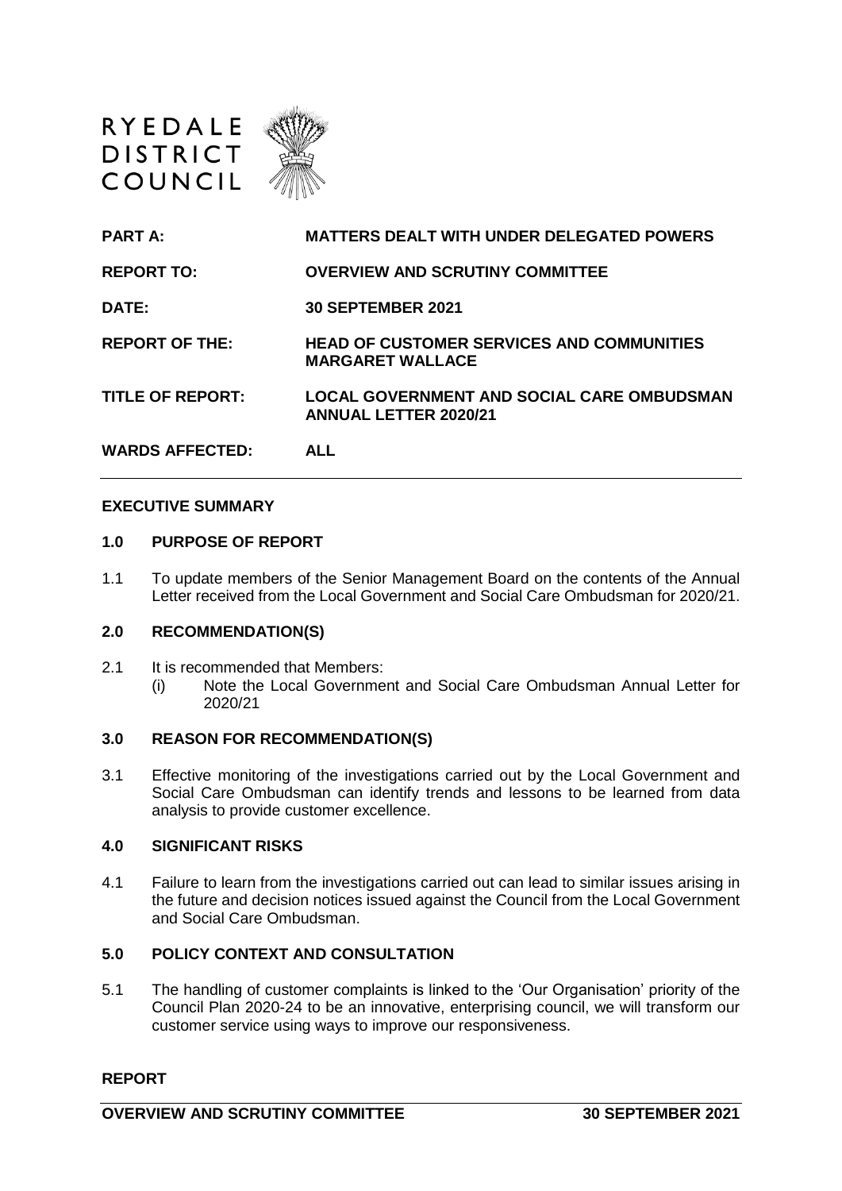RYEDALE DISTRICT COUNCIL

| | |
|---|---|
| **PART A:** | **MATTERS DEALT WITH UNDER DELEGATED POWERS** |
| **REPORT TO:** | **OVERVIEW AND SCRUTINY COMMITTEE** |
| **DATE:** | **30 SEPTEMBER 2021** |
| **REPORT OF THE:** | **HEAD OF CUSTOMER SERVICES AND COMMUNITIES MARGARET WALLACE** |
| **TITLE OF REPORT:** | **LOCAL GOVERNMENT AND SOCIAL CARE OMBUDSMAN ANNUAL LETTER 2020/21** |
| **WARDS AFFECTED:** | **ALL** |

## EXECUTIVE SUMMARY

### 1.0 PURPOSE OF REPORT

1.1 To update members of the Senior Management Board on the contents of the Annual Letter received from the Local Government and Social Care Ombudsman for 2020/21.

### 2.0 RECOMMENDATION(S)

2.1 It is recommended that Members:
(i) Note the Local Government and Social Care Ombudsman Annual Letter for 2020/21

### 3.0 REASON FOR RECOMMENDATION(S)

3.1 Effective monitoring of the investigations carried out by the Local Government and Social Care Ombudsman can identify trends and lessons to be learned from data analysis to provide customer excellence.

### 4.0 SIGNIFICANT RISKS

4.1 Failure to learn from the investigations carried out can lead to similar issues arising in the future and decision notices issued against the Council from the Local Government and Social Care Ombudsman.

### 5.0 POLICY CONTEXT AND CONSULTATION

5.1 The handling of customer complaints is linked to the 'Our Organisation' priority of the Council Plan 2020-24 to be an innovative, enterprising council, we will transform our customer service using ways to improve our responsiveness.

## REPORT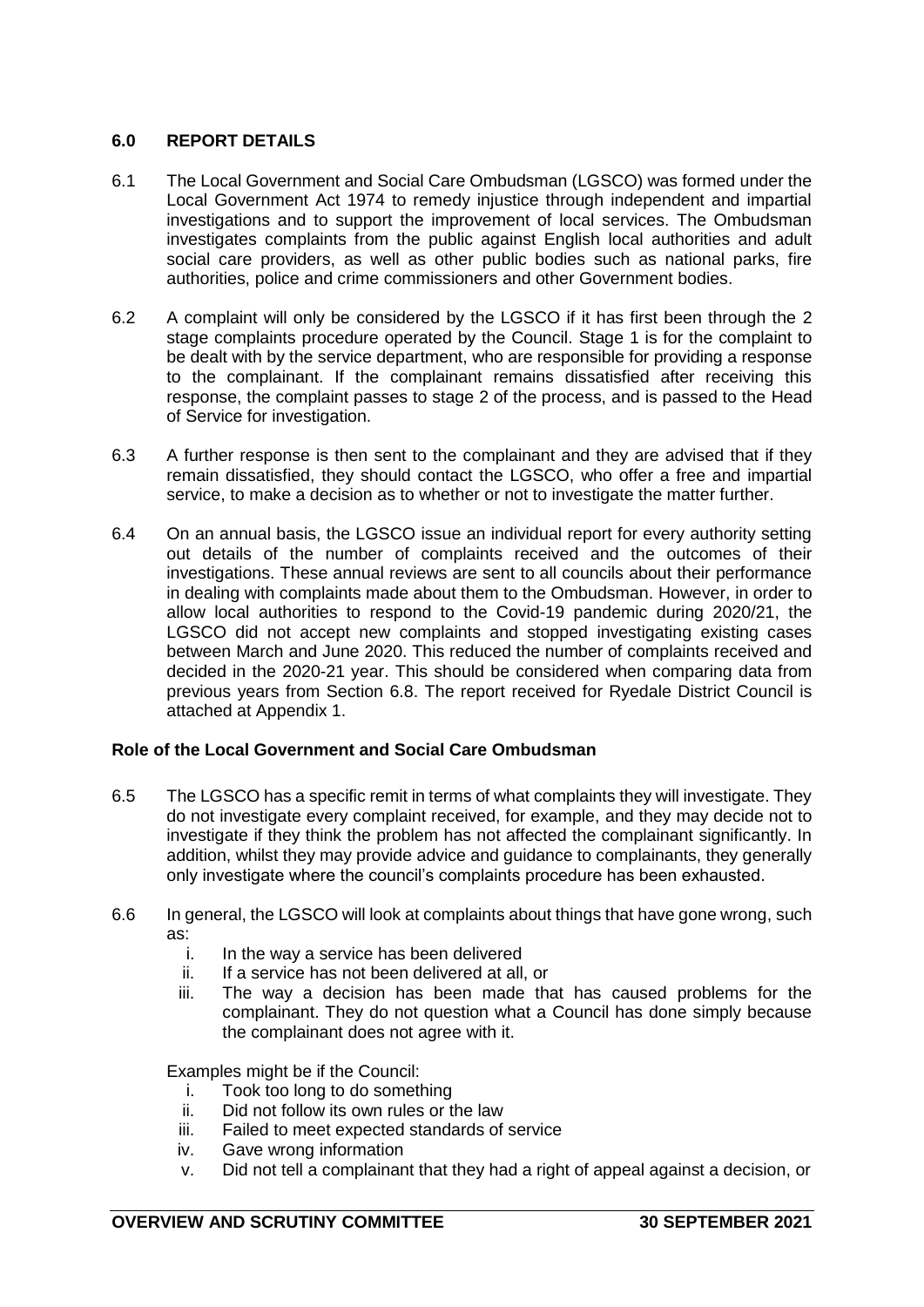## 6.0 REPORT DETAILS

6.1 The Local Government and Social Care Ombudsman (LGSCO) was formed under the Local Government Act 1974 to remedy injustice through independent and impartial investigations and to support the improvement of local services. The Ombudsman investigates complaints from the public against English local authorities and adult social care providers, as well as other public bodies such as national parks, fire authorities, police and crime commissioners and other Government bodies.

6.2 A complaint will only be considered by the LGSCO if it has first been through the 2 stage complaints procedure operated by the Council. Stage 1 is for the complaint to be dealt with by the service department, who are responsible for providing a response to the complainant. If the complainant remains dissatisfied after receiving this response, the complaint passes to stage 2 of the process, and is passed to the Head of Service for investigation.

6.3 A further response is then sent to the complainant and they are advised that if they remain dissatisfied, they should contact the LGSCO, who offer a free and impartial service, to make a decision as to whether or not to investigate the matter further.

6.4 On an annual basis, the LGSCO issue an individual report for every authority setting out details of the number of complaints received and the outcomes of their investigations. These annual reviews are sent to all councils about their performance in dealing with complaints made about them to the Ombudsman. However, in order to allow local authorities to respond to the Covid-19 pandemic during 2020/21, the LGSCO did not accept new complaints and stopped investigating existing cases between March and June 2020. This reduced the number of complaints received and decided in the 2020-21 year. This should be considered when comparing data from previous years from Section 6.8. The report received for Ryedale District Council is attached at Appendix 1.

### Role of the Local Government and Social Care Ombudsman

6.5 The LGSCO has a specific remit in terms of what complaints they will investigate. They do not investigate every complaint received, for example, and they may decide not to investigate if they think the problem has not affected the complainant significantly. In addition, whilst they may provide advice and guidance to complainants, they generally only investigate where the council's complaints procedure has been exhausted.

6.6 In general, the LGSCO will look at complaints about things that have gone wrong, such as:

i. In the way a service has been delivered
ii. If a service has not been delivered at all, or
iii. The way a decision has been made that has caused problems for the complainant. They do not question what a Council has done simply because the complainant does not agree with it.

Examples might be if the Council:

i. Took too long to do something
ii. Did not follow its own rules or the law
iii. Failed to meet expected standards of service
iv. Gave wrong information
v. Did not tell a complainant that they had a right of appeal against a decision, or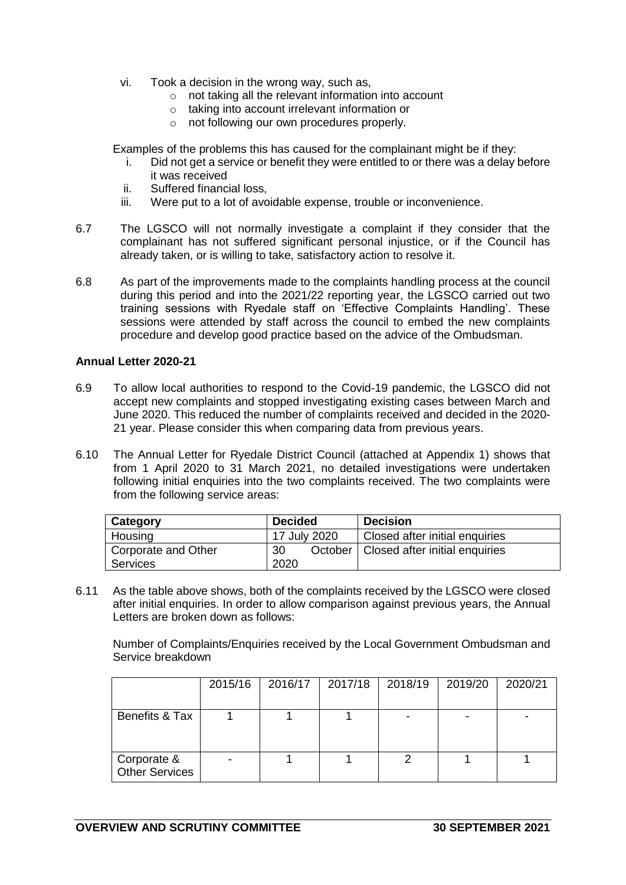vi. Took a decision in the wrong way, such as,
   - not taking all the relevant information into account
   - taking into account irrelevant information or
   - not following our own procedures properly.

Examples of the problems this has caused for the complainant might be if they:

i. Did not get a service or benefit they were entitled to or there was a delay before it was received
ii. Suffered financial loss,
iii. Were put to a lot of avoidable expense, trouble or inconvenience.

6.7 The LGSCO will not normally investigate a complaint if they consider that the complainant has not suffered significant personal injustice, or if the Council has already taken, or is willing to take, satisfactory action to resolve it.

6.8 As part of the improvements made to the complaints handling process at the council during this period and into the 2021/22 reporting year, the LGSCO carried out two training sessions with Ryedale staff on 'Effective Complaints Handling'. These sessions were attended by staff across the council to embed the new complaints procedure and develop good practice based on the advice of the Ombudsman.

**Annual Letter 2020-21**

6.9 To allow local authorities to respond to the Covid-19 pandemic, the LGSCO did not accept new complaints and stopped investigating existing cases between March and June 2020. This reduced the number of complaints received and decided in the 2020-21 year. Please consider this when comparing data from previous years.

6.10 The Annual Letter for Ryedale District Council (attached at Appendix 1) shows that from 1 April 2020 to 31 March 2021, no detailed investigations were undertaken following initial enquiries into the two complaints received. The two complaints were from the following service areas:

| Category | Decided | Decision |
|---|---|---|
| Housing | 17 July 2020 | Closed after initial enquiries |
| Corporate and Other Services | 30 October 2020 | Closed after initial enquiries |

6.11 As the table above shows, both of the complaints received by the LGSCO were closed after initial enquiries. In order to allow comparison against previous years, the Annual Letters are broken down as follows:

Number of Complaints/Enquiries received by the Local Government Ombudsman and Service breakdown

| | 2015/16 | 2016/17 | 2017/18 | 2018/19 | 2019/20 | 2020/21 |
|---|---|---|---|---|---|---|
| Benefits & Tax | 1 | 1 | 1 | - | - | - |
| Corporate & Other Services | - | 1 | 1 | 2 | 1 | 1 |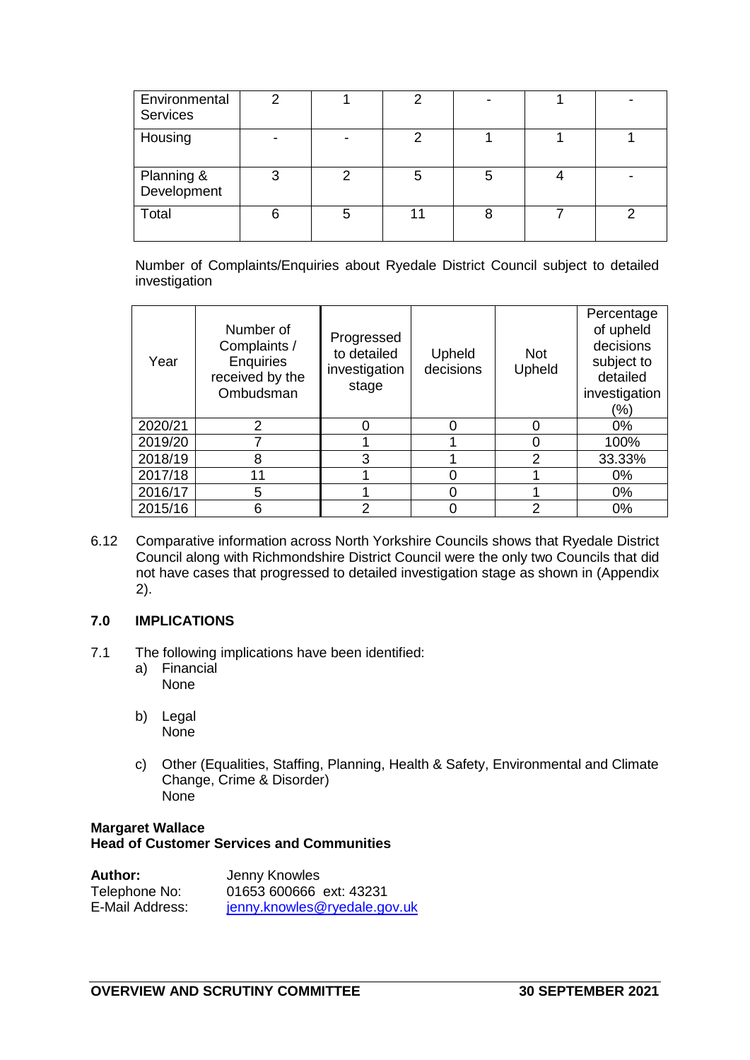| | | | | | | |
|---|---|---|---|---|---|---|
| Environmental Services | 2 | 1 | 2 | - | 1 | - |
| Housing | - | - | 2 | 1 | 1 | 1 |
| Planning & Development | 3 | 2 | 5 | 5 | 4 | - |
| Total | 6 | 5 | 11 | 8 | 7 | 2 |

Number of Complaints/Enquiries about Ryedale District Council subject to detailed investigation

| Year | Number of Complaints / Enquiries received by the Ombudsman | Progressed to detailed investigation stage | Upheld decisions | Not Upheld | Percentage of upheld decisions subject to detailed investigation (%) |
|---|---|---|---|---|---|
| 2020/21 | 2 | 0 | 0 | 0 | 0% |
| 2019/20 | 7 | 1 | 1 | 0 | 100% |
| 2018/19 | 8 | 3 | 1 | 2 | 33.33% |
| 2017/18 | 11 | 1 | 0 | 1 | 0% |
| 2016/17 | 5 | 1 | 0 | 1 | 0% |
| 2015/16 | 6 | 2 | 0 | 2 | 0% |

6.12 Comparative information across North Yorkshire Councils shows that Ryedale District Council along with Richmondshire District Council were the only two Councils that did not have cases that progressed to detailed investigation stage as shown in (Appendix 2).

## 7.0 IMPLICATIONS

7.1 The following implications have been identified:

a) Financial
None

b) Legal
None

c) Other (Equalities, Staffing, Planning, Health & Safety, Environmental and Climate Change, Crime & Disorder)
None

**Margaret Wallace**
**Head of Customer Services and Communities**

**Author:** Jenny Knowles
Telephone No: 01653 600666 ext: 43231
E-Mail Address: jenny.knowles@ryedale.gov.uk